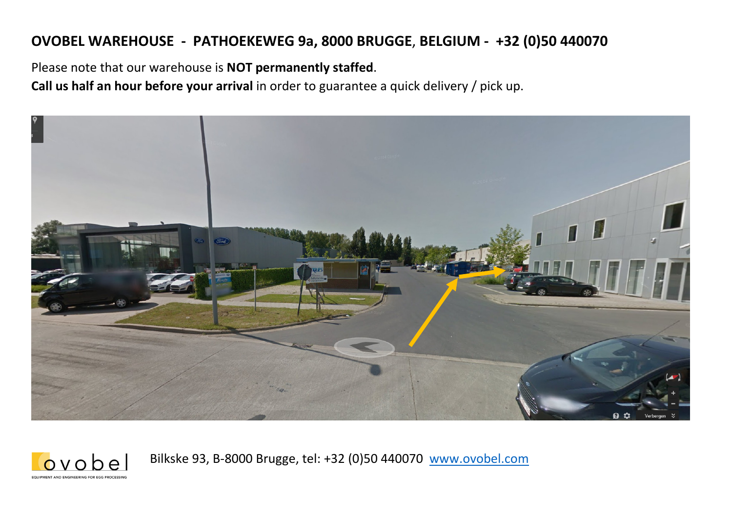# OVOBEL WAREHOUSE - PATHOEKEWEG 9a, 8000 BRUGGE, BELGIUM - +32 (0)50 440070

Please note that our warehouse is **NOT permanently staffed**.

**Call us half an hour before your arrival** in order to guarantee a quick delivery / pick up.

Bilkske 93, B-8000 Brugge, tel: +32 (0)50 440070 [www.ovobel.com](http://www.ovobel.com)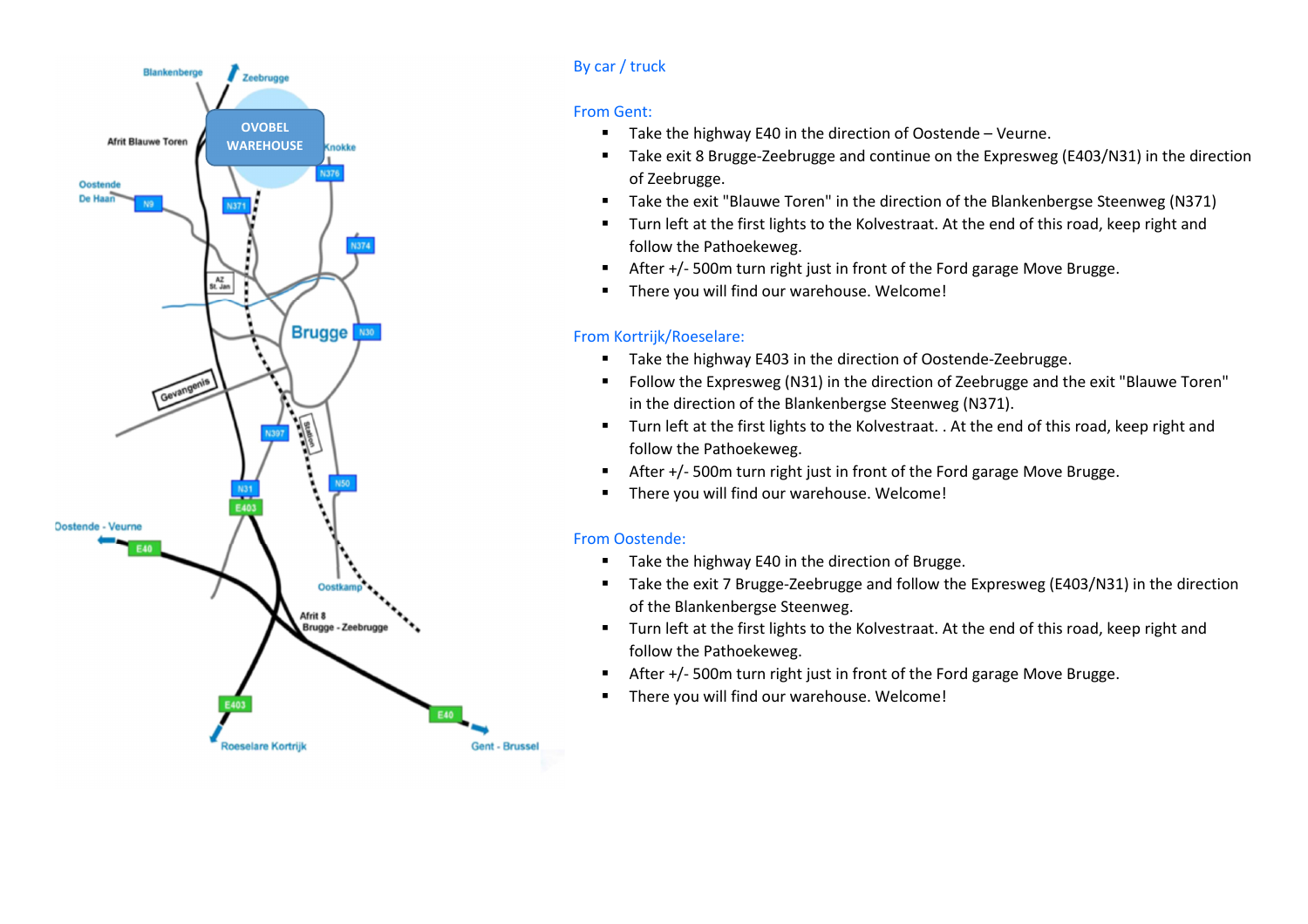By car / truck

From Gent:

- Take the highway E40 in the direction of Oostende – Veurne.
- Take exit 8 Brugge-Zeebrugge and continue on the Expresweg (E403/N31) in the direction of Zeebrugge.
- Take the exit "Blauwe Toren" in the direction of the Blankenbergse Steenweg (N371)
- Turn left at the first lights to the Kolvestraat. At the end of this road, keep right and follow the Pathoekeweg.
- After +/- 500m turn right just in front of the Ford garage Move Brugge.
- There you will find our warehouse. Welcome!

From Kortrijk/Roeselare:

- Take the highway E403 in the direction of Oostende-Zeebrugge.
- Follow the Expresweg (N31) in the direction of Zeebrugge and the exit "Blauwe Toren" in the direction of the Blankenbergse Steenweg (N371).
- Turn left at the first lights to the Kolvestraat. . At the end of this road, keep right and follow the Pathoekeweg.
- After +/- 500m turn right just in front of the Ford garage Move Brugge.
- There you will find our warehouse. Welcome!

From Oostende:

- Take the highway E40 in the direction of Brugge.
- Take the exit 7 Brugge-Zeebrugge and follow the Expresweg (E403/N31) in the direction of the Blankenbergse Steenweg.
- Turn left at the first lights to the Kolvestraat. At the end of this road, keep right and follow the Pathoekeweg.
- After +/- 500m turn right just in front of the Ford garage Move Brugge.
- There you will find our warehouse. Welcome!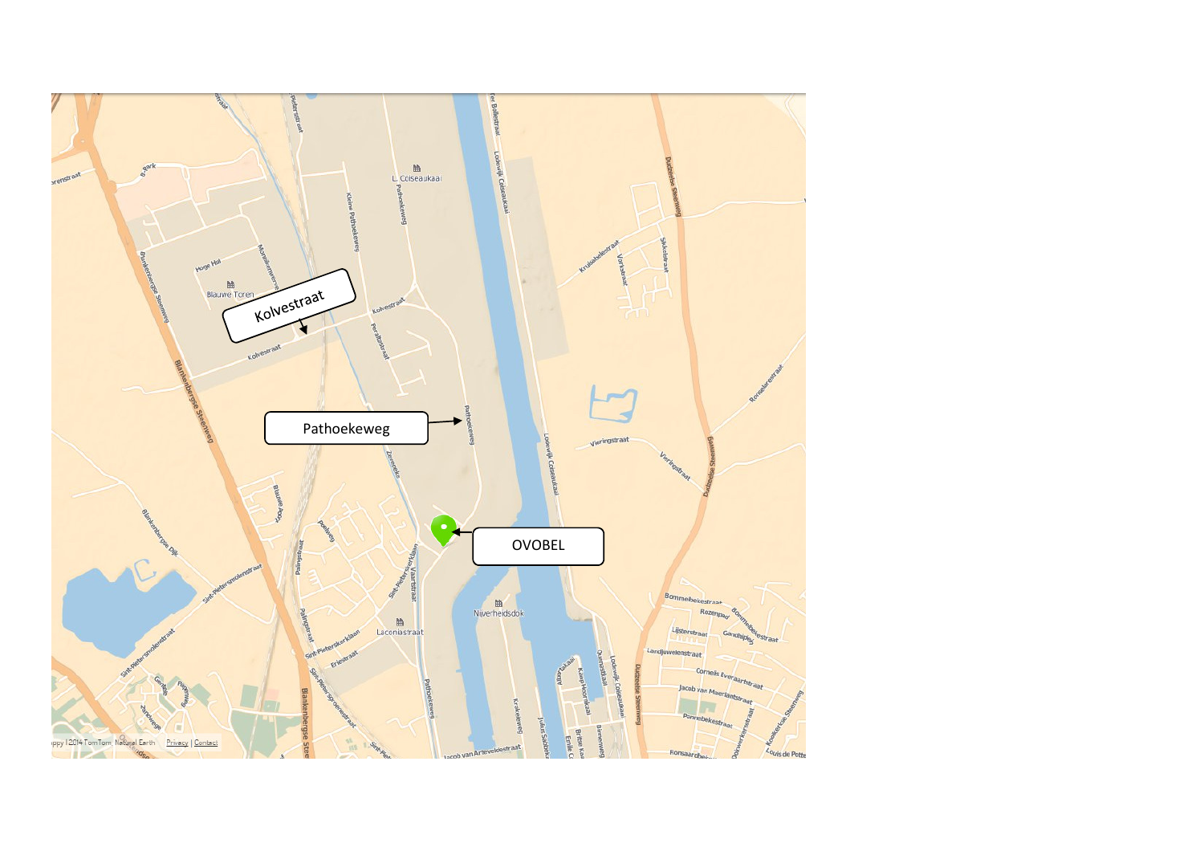Kolvestraat

Pathoekeweg

OVOBEL